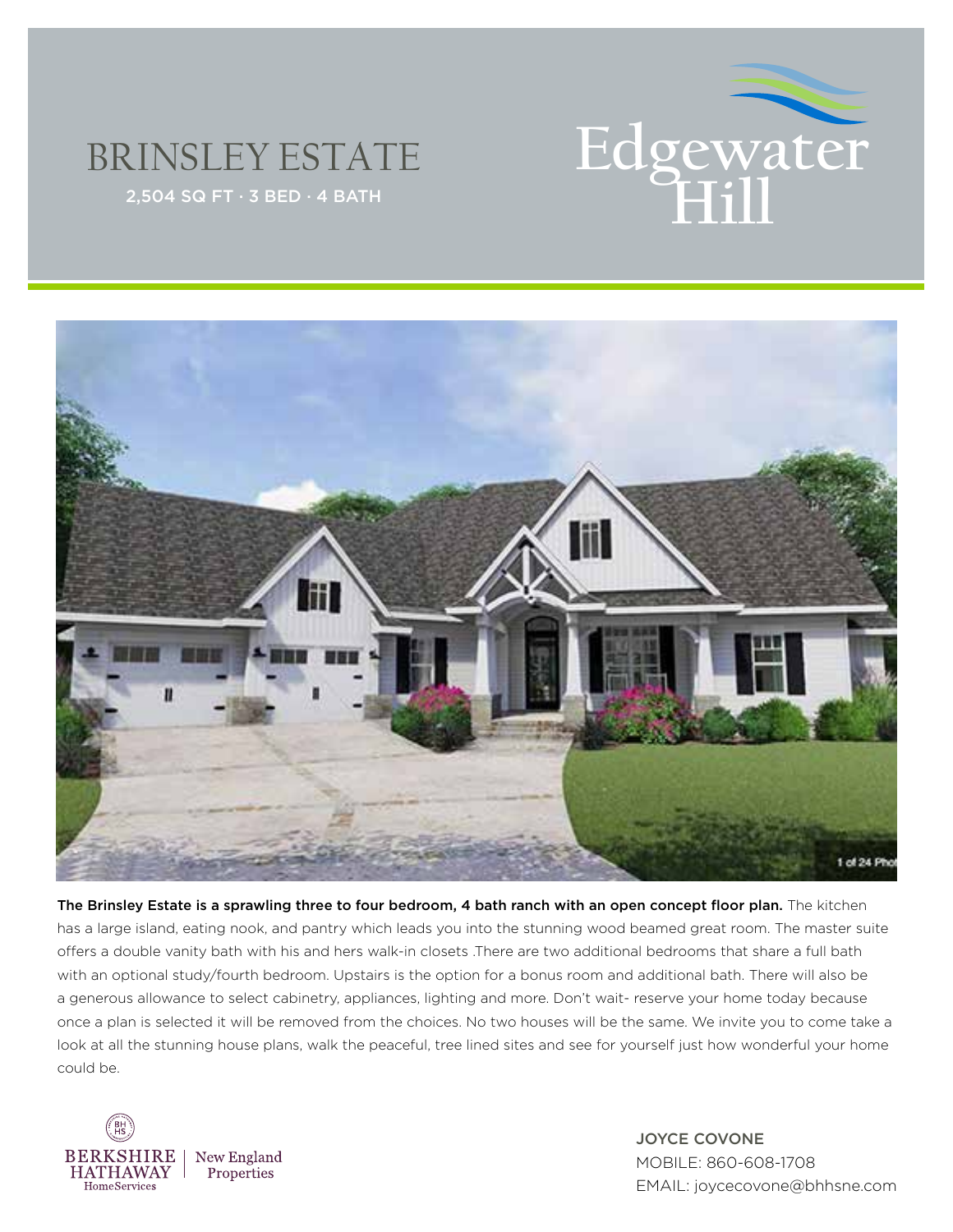# BRINSLEY ESTATE

2,504 SQ FT · 3 BED · 4 BATH

Edgewater Hill

**The Brinsley Estate is a sprawling three to four bedroom, 4 bath ranch with an open concept floor plan.** The kitchen has a large island, eating nook, and pantry which leads you into the stunning wood beamed great room. The master suite offers a double vanity bath with his and hers walk-in closets .There are two additional bedrooms that share a full bath with an optional study/fourth bedroom. Upstairs is the option for a bonus room and additional bath. There will also be a generous allowance to select cabinetry, appliances, lighting and more. Don't wait- reserve your home today because once a plan is selected it will be removed from the choices. No two houses will be the same. We invite you to come take a look at all the stunning house plans, walk the peaceful, tree lined sites and see for yourself just how wonderful your home could be.

BERKSHIRE HATHAWAY HomeServices | New England Properties

JOYCE COVONE
MOBILE: 860-608-1708
EMAIL: joycecovone@bhhsne.com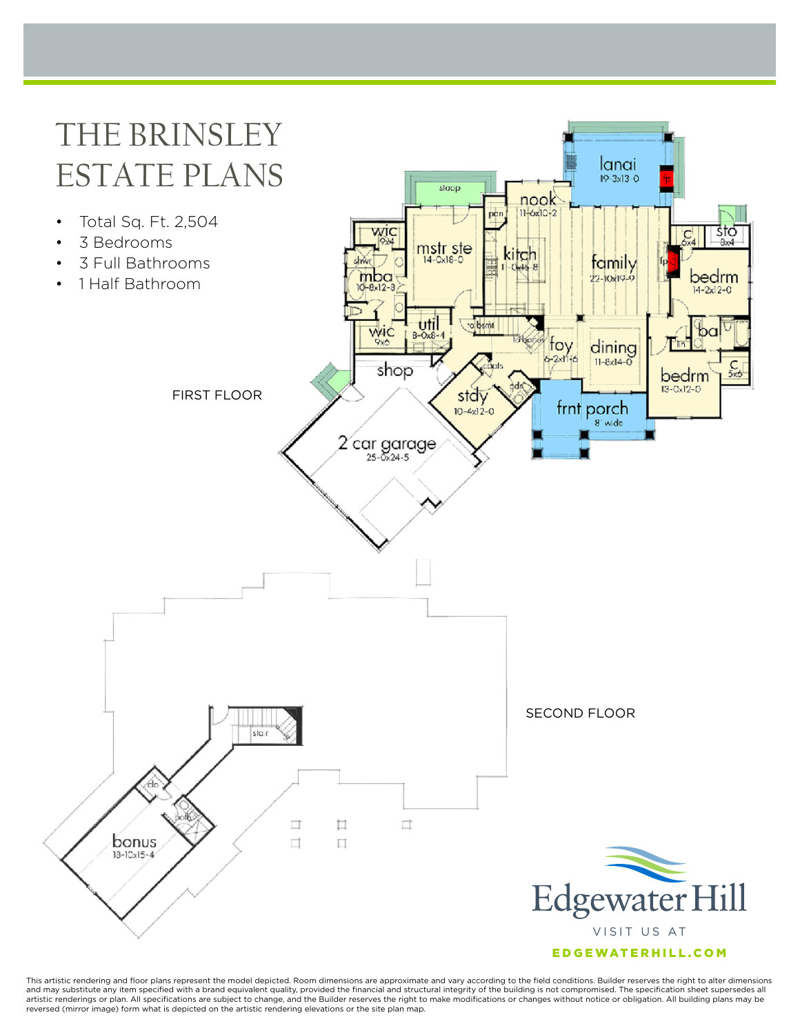# THE BRINSLEY ESTATE PLANS

- Total Sq. Ft. 2,504
- 3 Bedrooms
- 3 Full Bathrooms
- 1 Half Bathroom

FIRST FLOOR

lanai
19-3x13-0

sloop

nook
11-6x10-2

pan

wic
9x4

mstr ste
14-0x18-0

kitch
11-0x15-8

family
22-10x19-9

c
6x4

sto
8x4

bedrm
14-2x12-0

shwr

mba
10-8x12-3

wic
9x6

util
8-0x8-4

to bsmt

to bonus

foy
6-2x11-6

dining
11-8x14-0

ba

lin

bedrm
13-0x12-0

c
5x6

shop

coats

sdr

stdy
10-4x12-0

frnt porch
8' wide

2 car garage
25-0x24-5

SECOND FLOOR

stair

clo

bath

bonus
13-10x15-4

Edgewater Hill

VISIT US AT

EDGEWATERHILL.COM

This artistic rendering and floor plans represent the model depicted. Room dimensions are approximate and vary according to the field conditions. Builder reserves the right to alter dimensions and may substitute any item specified with a brand equivalent quality, provided the financial and structural integrity of the building is not compromised. The specification sheet supersedes all artistic renderings or plan. All specifications are subject to change, and the Builder reserves the right to make modifications or changes without notice or obligation. All building plans may be reversed (mirror image) form what is depicted on the artistic rendering elevations or the site plan map.